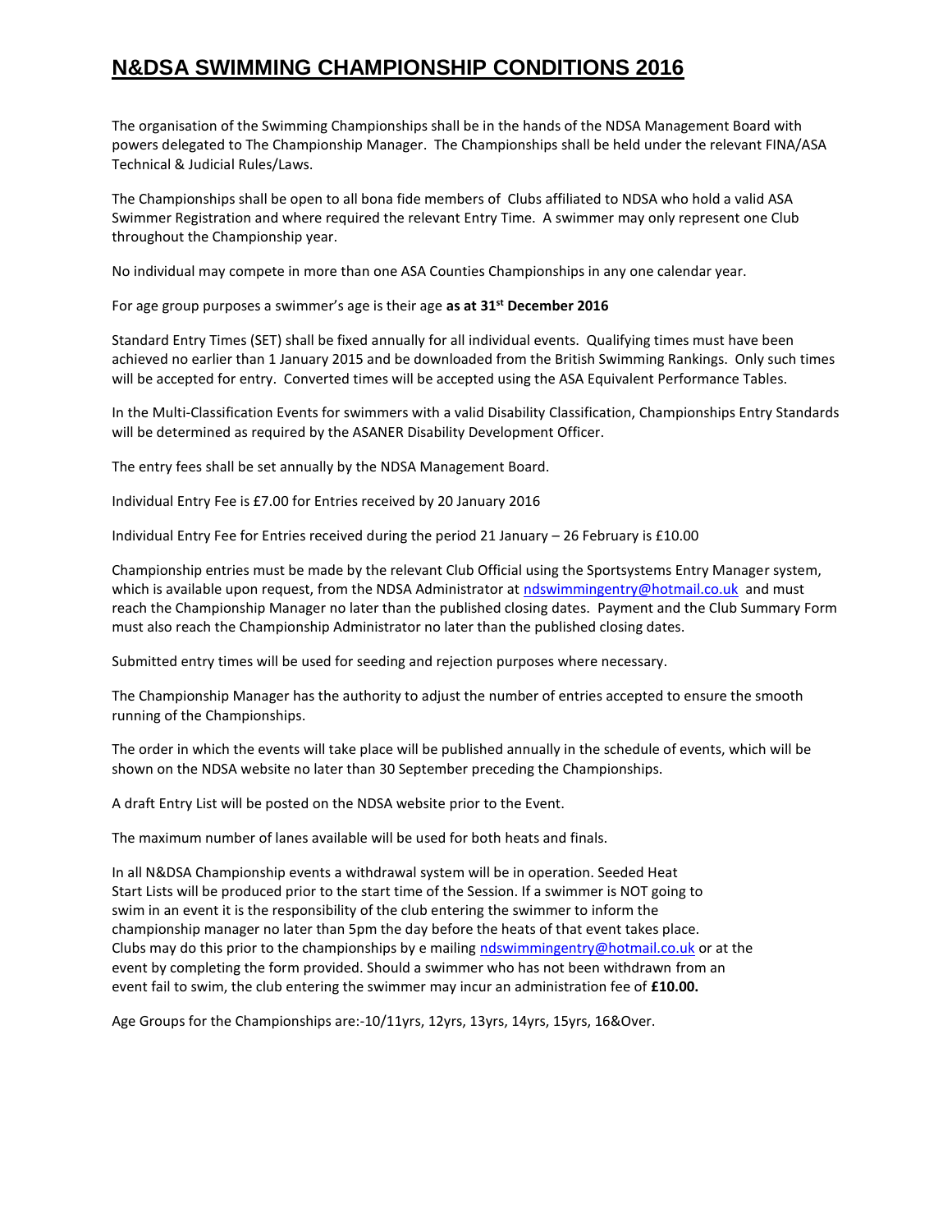# N&DSA SWIMMING CHAMPIONSHIP CONDITIONS 2016

The organisation of the Swimming Championships shall be in the hands of the NDSA Management Board with powers delegated to The Championship Manager. The Championships shall be held under the relevant FINA/ASA Technical & Judicial Rules/Laws.

The Championships shall be open to all bona fide members of Clubs affiliated to NDSA who hold a valid ASA Swimmer Registration and where required the relevant Entry Time. A swimmer may only represent one Club throughout the Championship year.

No individual may compete in more than one ASA Counties Championships in any one calendar year.

For age group purposes a swimmer's age is their age **as at 31st December 2016**

Standard Entry Times (SET) shall be fixed annually for all individual events. Qualifying times must have been achieved no earlier than 1 January 2015 and be downloaded from the British Swimming Rankings. Only such times will be accepted for entry. Converted times will be accepted using the ASA Equivalent Performance Tables.

In the Multi-Classification Events for swimmers with a valid Disability Classification, Championships Entry Standards will be determined as required by the ASANER Disability Development Officer.

The entry fees shall be set annually by the NDSA Management Board.

Individual Entry Fee is £7.00 for Entries received by 20 January 2016

Individual Entry Fee for Entries received during the period 21 January – 26 February is £10.00

Championship entries must be made by the relevant Club Official using the Sportsystems Entry Manager system, which is available upon request, from the NDSA Administrator at ndswimmingentry@hotmail.co.uk and must reach the Championship Manager no later than the published closing dates. Payment and the Club Summary Form must also reach the Championship Administrator no later than the published closing dates.

Submitted entry times will be used for seeding and rejection purposes where necessary.

The Championship Manager has the authority to adjust the number of entries accepted to ensure the smooth running of the Championships.

The order in which the events will take place will be published annually in the schedule of events, which will be shown on the NDSA website no later than 30 September preceding the Championships.

A draft Entry List will be posted on the NDSA website prior to the Event.

The maximum number of lanes available will be used for both heats and finals.

In all N&DSA Championship events a withdrawal system will be in operation. Seeded Heat Start Lists will be produced prior to the start time of the Session. If a swimmer is NOT going to swim in an event it is the responsibility of the club entering the swimmer to inform the championship manager no later than 5pm the day before the heats of that event takes place. Clubs may do this prior to the championships by e mailing ndswimmingentry@hotmail.co.uk or at the event by completing the form provided. Should a swimmer who has not been withdrawn from an event fail to swim, the club entering the swimmer may incur an administration fee of **£10.00.**

Age Groups for the Championships are:-10/11yrs, 12yrs, 13yrs, 14yrs, 15yrs, 16&Over.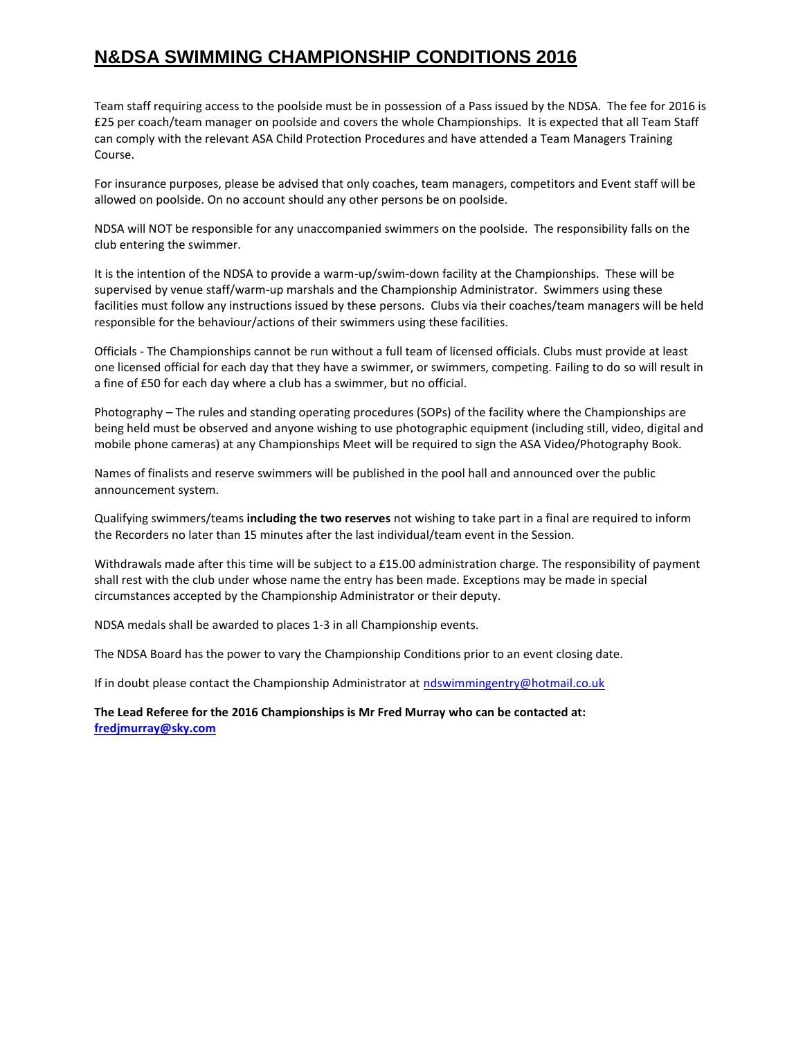# N&DSA SWIMMING CHAMPIONSHIP CONDITIONS 2016

Team staff requiring access to the poolside must be in possession of a Pass issued by the NDSA. The fee for 2016 is £25 per coach/team manager on poolside and covers the whole Championships. It is expected that all Team Staff can comply with the relevant ASA Child Protection Procedures and have attended a Team Managers Training Course.

For insurance purposes, please be advised that only coaches, team managers, competitors and Event staff will be allowed on poolside. On no account should any other persons be on poolside.

NDSA will NOT be responsible for any unaccompanied swimmers on the poolside. The responsibility falls on the club entering the swimmer.

It is the intention of the NDSA to provide a warm-up/swim-down facility at the Championships. These will be supervised by venue staff/warm-up marshals and the Championship Administrator. Swimmers using these facilities must follow any instructions issued by these persons. Clubs via their coaches/team managers will be held responsible for the behaviour/actions of their swimmers using these facilities.

Officials - The Championships cannot be run without a full team of licensed officials. Clubs must provide at least one licensed official for each day that they have a swimmer, or swimmers, competing. Failing to do so will result in a fine of £50 for each day where a club has a swimmer, but no official.

Photography – The rules and standing operating procedures (SOPs) of the facility where the Championships are being held must be observed and anyone wishing to use photographic equipment (including still, video, digital and mobile phone cameras) at any Championships Meet will be required to sign the ASA Video/Photography Book.

Names of finalists and reserve swimmers will be published in the pool hall and announced over the public announcement system.

Qualifying swimmers/teams **including the two reserves** not wishing to take part in a final are required to inform the Recorders no later than 15 minutes after the last individual/team event in the Session.

Withdrawals made after this time will be subject to a £15.00 administration charge. The responsibility of payment shall rest with the club under whose name the entry has been made. Exceptions may be made in special circumstances accepted by the Championship Administrator or their deputy.

NDSA medals shall be awarded to places 1-3 in all Championship events.

The NDSA Board has the power to vary the Championship Conditions prior to an event closing date.

If in doubt please contact the Championship Administrator at ndswimmingentry@hotmail.co.uk

**The Lead Referee for the 2016 Championships is Mr Fred Murray who can be contacted at: fredjmurray@sky.com**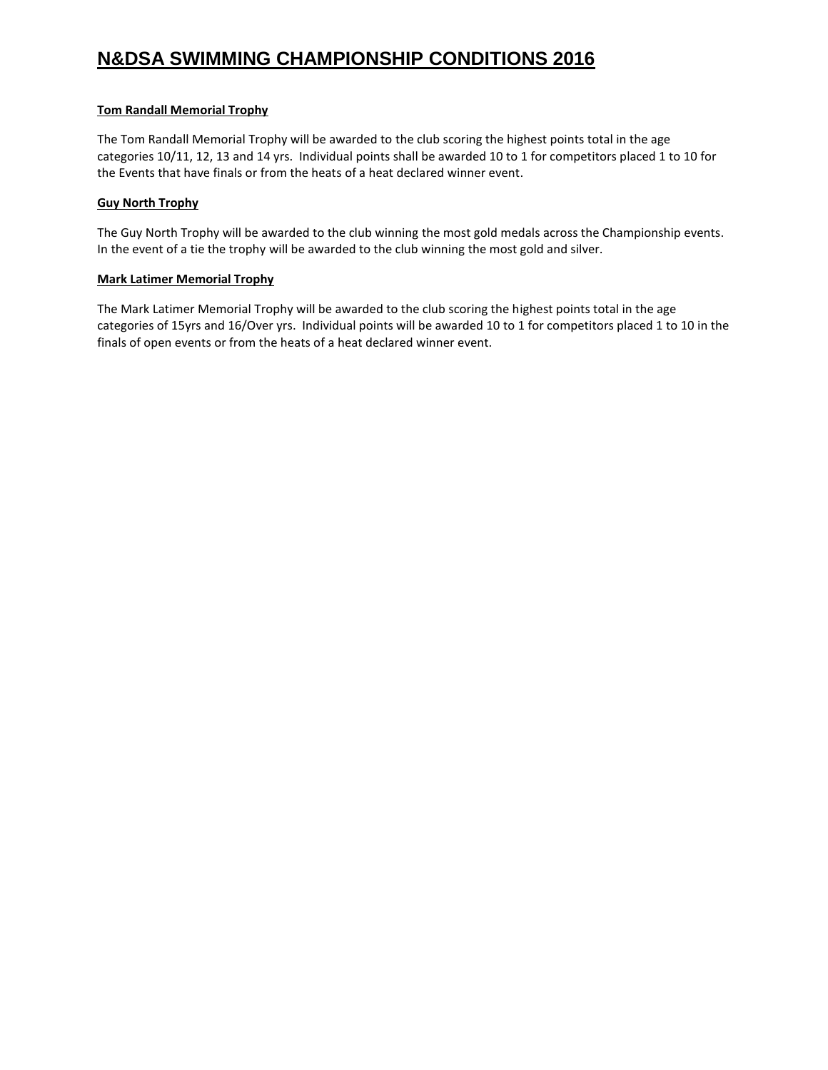# N&DSA SWIMMING CHAMPIONSHIP CONDITIONS 2016

**Tom Randall Memorial Trophy**

The Tom Randall Memorial Trophy will be awarded to the club scoring the highest points total in the age categories 10/11, 12, 13 and 14 yrs. Individual points shall be awarded 10 to 1 for competitors placed 1 to 10 for the Events that have finals or from the heats of a heat declared winner event.

**Guy North Trophy**

The Guy North Trophy will be awarded to the club winning the most gold medals across the Championship events. In the event of a tie the trophy will be awarded to the club winning the most gold and silver.

**Mark Latimer Memorial Trophy**

The Mark Latimer Memorial Trophy will be awarded to the club scoring the highest points total in the age categories of 15yrs and 16/Over yrs. Individual points will be awarded 10 to 1 for competitors placed 1 to 10 in the finals of open events or from the heats of a heat declared winner event.